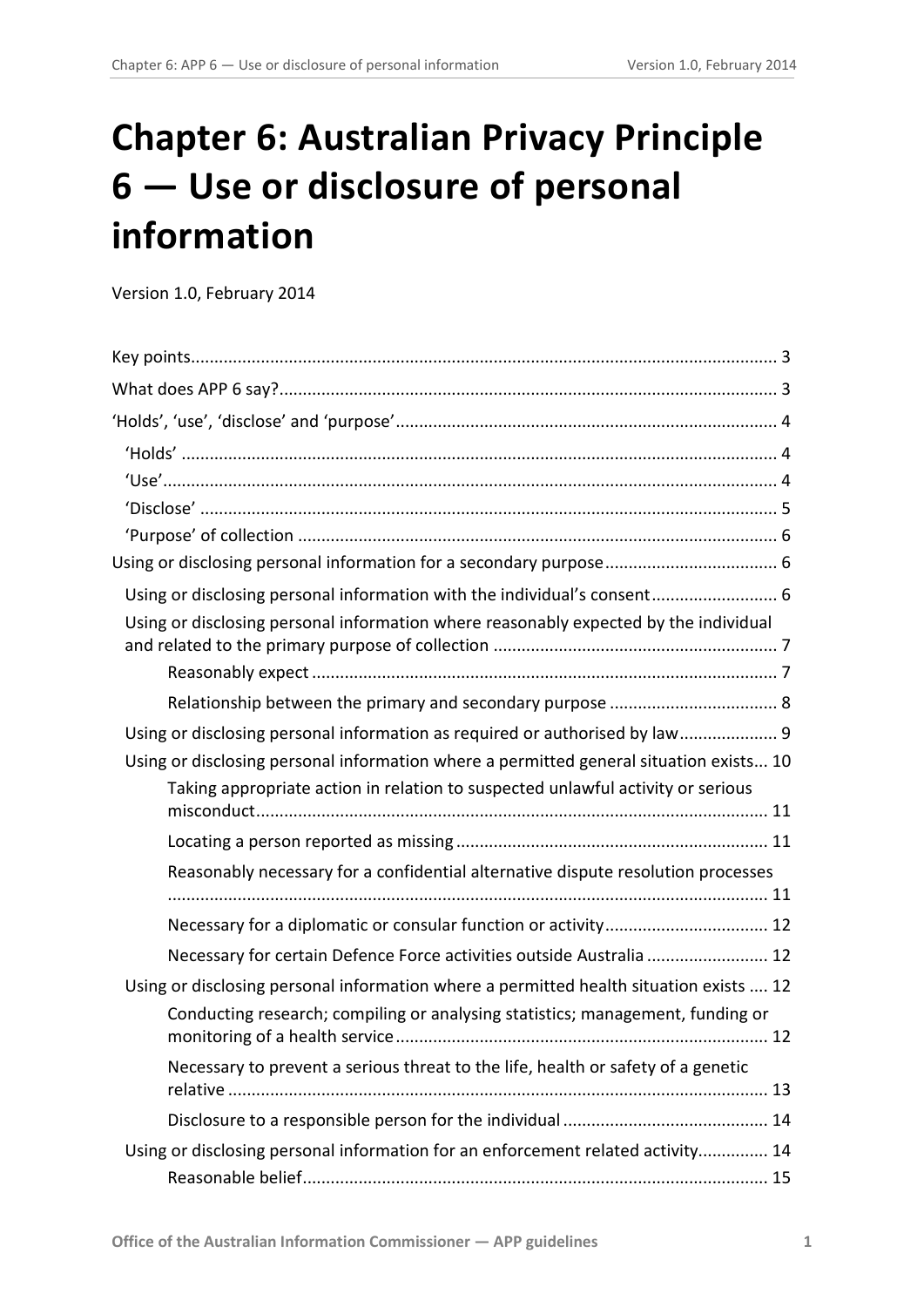# Chapter 6: Australian Privacy Principle 6 — Use or disclosure of personal information

Version 1.0, February 2014

- Key points ........................................................ 3
- What does APP 6 say? ........................................................ 3
- 'Holds', 'use', 'disclose' and 'purpose' ........................................................ 4
  - 'Holds' ........................................................ 4
  - 'Use' ........................................................ 4
  - 'Disclose' ........................................................ 5
  - 'Purpose' of collection ........................................................ 6
- Using or disclosing personal information for a secondary purpose ........................................................ 6
  - Using or disclosing personal information with the individual's consent ........................................................ 6
  - Using or disclosing personal information where reasonably expected by the individual and related to the primary purpose of collection ........................................................ 7
    - Reasonably expect ........................................................ 7
    - Relationship between the primary and secondary purpose ........................................................ 8
  - Using or disclosing personal information as required or authorised by law ........................................................ 9
  - Using or disclosing personal information where a permitted general situation exists ... 10
    - Taking appropriate action in relation to suspected unlawful activity or serious misconduct ........................................................ 11
    - Locating a person reported as missing ........................................................ 11
    - Reasonably necessary for a confidential alternative dispute resolution processes ........................................................ 11
    - Necessary for a diplomatic or consular function or activity ........................................................ 12
    - Necessary for certain Defence Force activities outside Australia ........................................................ 12
  - Using or disclosing personal information where a permitted health situation exists .... 12
    - Conducting research; compiling or analysing statistics; management, funding or monitoring of a health service ........................................................ 12
    - Necessary to prevent a serious threat to the life, health or safety of a genetic relative ........................................................ 13
    - Disclosure to a responsible person for the individual ........................................................ 14
  - Using or disclosing personal information for an enforcement related activity ........................................................ 14
    - Reasonable belief ........................................................ 15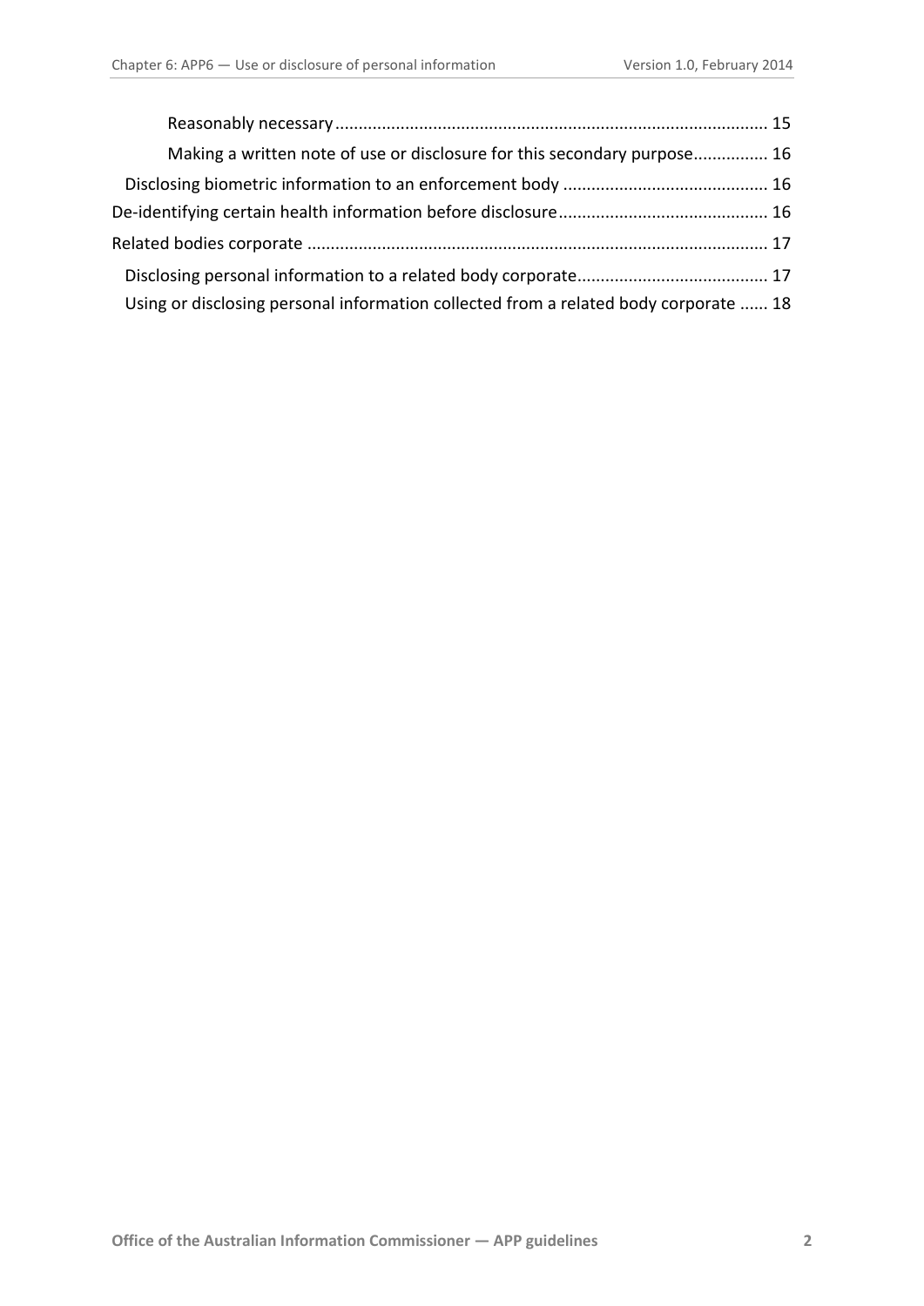- Reasonably necessary ... 15
- Making a written note of use or disclosure for this secondary purpose ... 16
- Disclosing biometric information to an enforcement body ... 16
- De-identifying certain health information before disclosure ... 16
- Related bodies corporate ... 17
- Disclosing personal information to a related body corporate ... 17
- Using or disclosing personal information collected from a related body corporate ... 18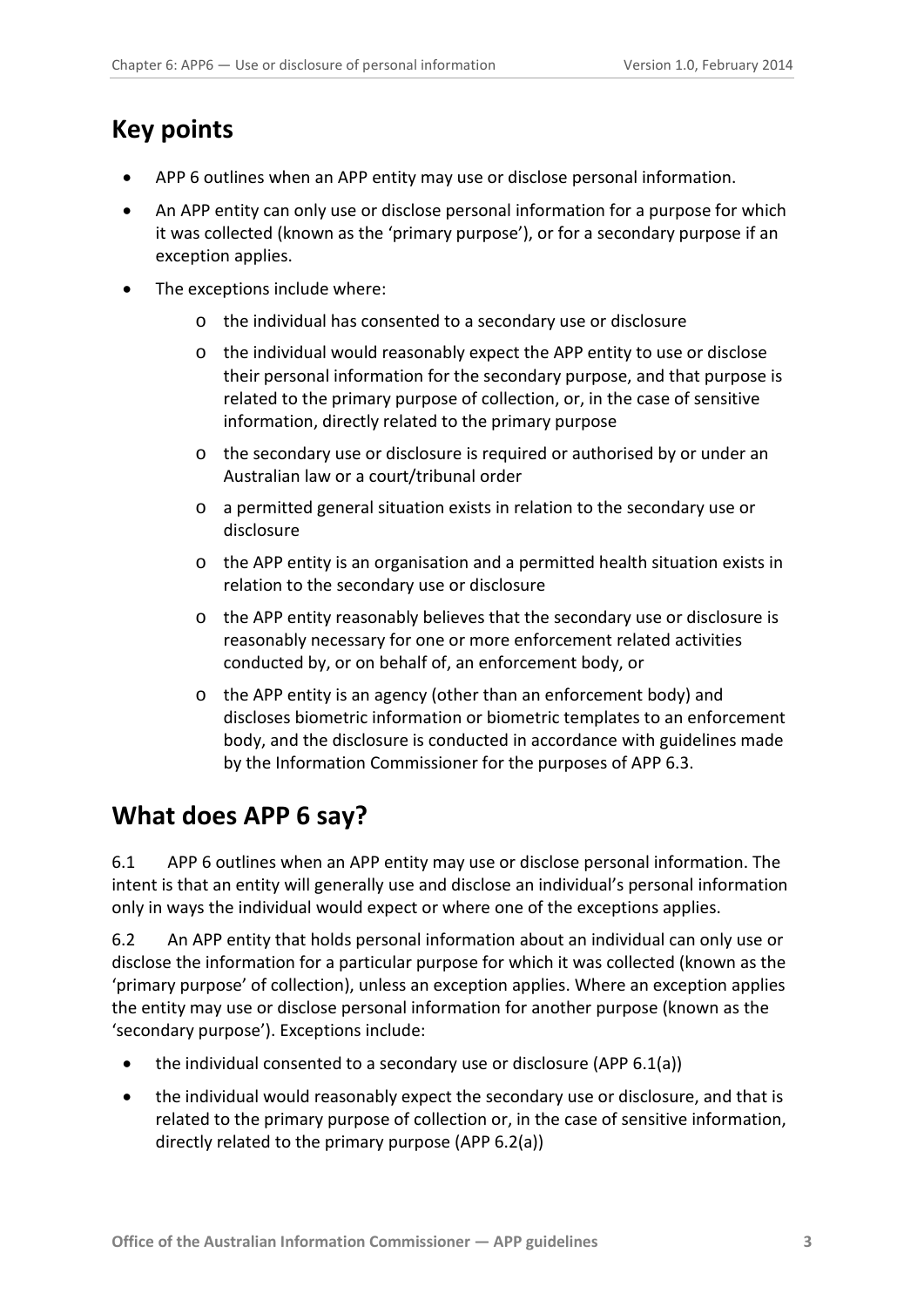## Key points

- APP 6 outlines when an APP entity may use or disclose personal information.
- An APP entity can only use or disclose personal information for a purpose for which it was collected (known as the 'primary purpose'), or for a secondary purpose if an exception applies.
- The exceptions include where:
    - the individual has consented to a secondary use or disclosure
    - the individual would reasonably expect the APP entity to use or disclose their personal information for the secondary purpose, and that purpose is related to the primary purpose of collection, or, in the case of sensitive information, directly related to the primary purpose
    - the secondary use or disclosure is required or authorised by or under an Australian law or a court/tribunal order
    - a permitted general situation exists in relation to the secondary use or disclosure
    - the APP entity is an organisation and a permitted health situation exists in relation to the secondary use or disclosure
    - the APP entity reasonably believes that the secondary use or disclosure is reasonably necessary for one or more enforcement related activities conducted by, or on behalf of, an enforcement body, or
    - the APP entity is an agency (other than an enforcement body) and discloses biometric information or biometric templates to an enforcement body, and the disclosure is conducted in accordance with guidelines made by the Information Commissioner for the purposes of APP 6.3.

## What does APP 6 say?

6.1 APP 6 outlines when an APP entity may use or disclose personal information. The intent is that an entity will generally use and disclose an individual's personal information only in ways the individual would expect or where one of the exceptions applies.

6.2 An APP entity that holds personal information about an individual can only use or disclose the information for a particular purpose for which it was collected (known as the 'primary purpose' of collection), unless an exception applies. Where an exception applies the entity may use or disclose personal information for another purpose (known as the 'secondary purpose'). Exceptions include:

- the individual consented to a secondary use or disclosure (APP 6.1(a))
- the individual would reasonably expect the secondary use or disclosure, and that is related to the primary purpose of collection or, in the case of sensitive information, directly related to the primary purpose (APP 6.2(a))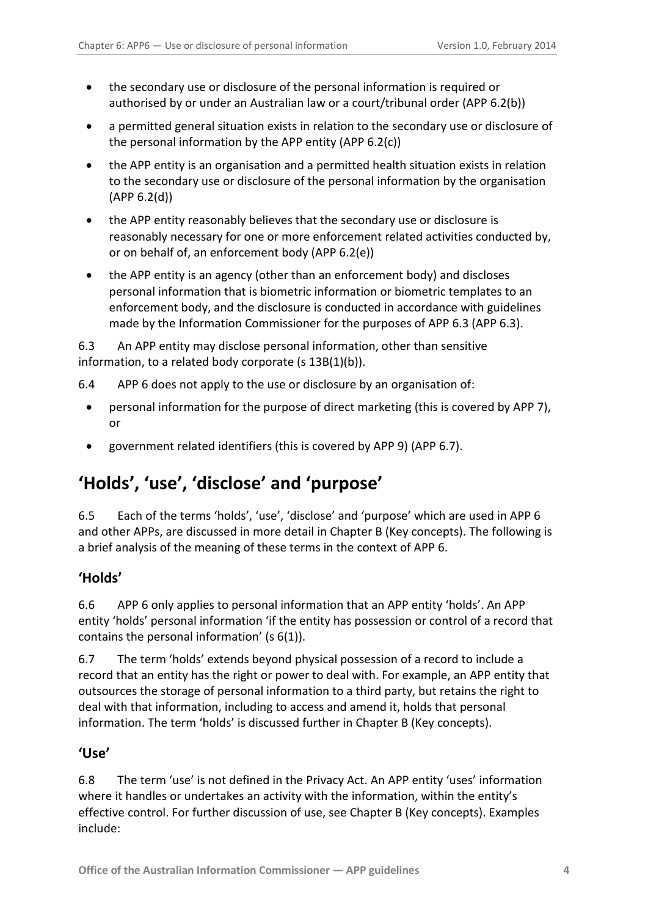- the secondary use or disclosure of the personal information is required or authorised by or under an Australian law or a court/tribunal order (APP 6.2(b))
- a permitted general situation exists in relation to the secondary use or disclosure of the personal information by the APP entity (APP 6.2(c))
- the APP entity is an organisation and a permitted health situation exists in relation to the secondary use or disclosure of the personal information by the organisation (APP 6.2(d))
- the APP entity reasonably believes that the secondary use or disclosure is reasonably necessary for one or more enforcement related activities conducted by, or on behalf of, an enforcement body (APP 6.2(e))
- the APP entity is an agency (other than an enforcement body) and discloses personal information that is biometric information or biometric templates to an enforcement body, and the disclosure is conducted in accordance with guidelines made by the Information Commissioner for the purposes of APP 6.3 (APP 6.3).

6.3 An APP entity may disclose personal information, other than sensitive information, to a related body corporate (s 13B(1)(b)).

6.4 APP 6 does not apply to the use or disclosure by an organisation of:

- personal information for the purpose of direct marketing (this is covered by APP 7), or
- government related identifiers (this is covered by APP 9) (APP 6.7).

# 'Holds', 'use', 'disclose' and 'purpose'

6.5 Each of the terms 'holds', 'use', 'disclose' and 'purpose' which are used in APP 6 and other APPs, are discussed in more detail in Chapter B (Key concepts). The following is a brief analysis of the meaning of these terms in the context of APP 6.

## 'Holds'

6.6 APP 6 only applies to personal information that an APP entity 'holds'. An APP entity 'holds' personal information 'if the entity has possession or control of a record that contains the personal information' (s 6(1)).

6.7 The term 'holds' extends beyond physical possession of a record to include a record that an entity has the right or power to deal with. For example, an APP entity that outsources the storage of personal information to a third party, but retains the right to deal with that information, including to access and amend it, holds that personal information. The term 'holds' is discussed further in Chapter B (Key concepts).

## 'Use'

6.8 The term 'use' is not defined in the Privacy Act. An APP entity 'uses' information where it handles or undertakes an activity with the information, within the entity's effective control. For further discussion of use, see Chapter B (Key concepts). Examples include: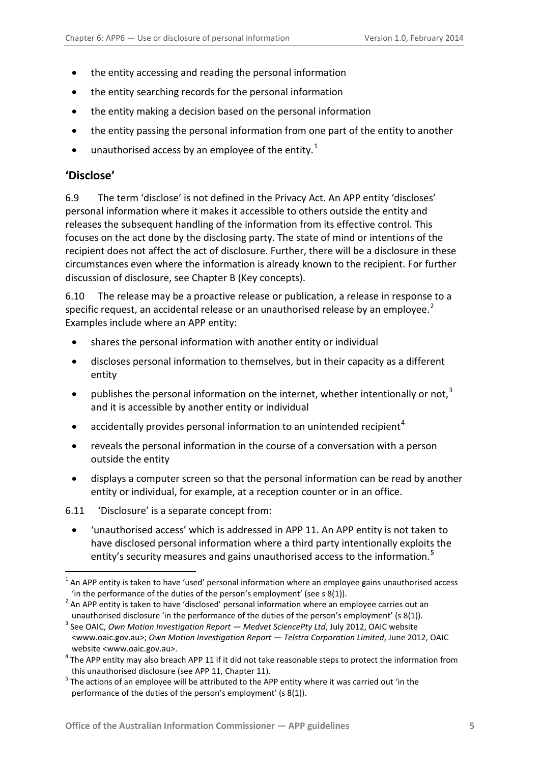- the entity accessing and reading the personal information
- the entity searching records for the personal information
- the entity making a decision based on the personal information
- the entity passing the personal information from one part of the entity to another
- unauthorised access by an employee of the entity.[1]

## 'Disclose'

6.9 The term 'disclose' is not defined in the Privacy Act. An APP entity 'discloses' personal information where it makes it accessible to others outside the entity and releases the subsequent handling of the information from its effective control. This focuses on the act done by the disclosing party. The state of mind or intentions of the recipient does not affect the act of disclosure. Further, there will be a disclosure in these circumstances even where the information is already known to the recipient. For further discussion of disclosure, see Chapter B (Key concepts).

6.10 The release may be a proactive release or publication, a release in response to a specific request, an accidental release or an unauthorised release by an employee.[2] Examples include where an APP entity:

- shares the personal information with another entity or individual
- discloses personal information to themselves, but in their capacity as a different entity
- publishes the personal information on the internet, whether intentionally or not,[3] and it is accessible by another entity or individual
- accidentally provides personal information to an unintended recipient[4]
- reveals the personal information in the course of a conversation with a person outside the entity
- displays a computer screen so that the personal information can be read by another entity or individual, for example, at a reception counter or in an office.

6.11 'Disclosure' is a separate concept from:

- 'unauthorised access' which is addressed in APP 11. An APP entity is not taken to have disclosed personal information where a third party intentionally exploits the entity's security measures and gains unauthorised access to the information.[5]

---

[1] An APP entity is taken to have 'used' personal information where an employee gains unauthorised access 'in the performance of the duties of the person's employment' (see s 8(1)).

[2] An APP entity is taken to have 'disclosed' personal information where an employee carries out an unauthorised disclosure 'in the performance of the duties of the person's employment' (s 8(1)).

[3] See OAIC, *Own Motion Investigation Report — Medvet SciencePty Ltd*, July 2012, OAIC website <www.oaic.gov.au>; *Own Motion Investigation Report — Telstra Corporation Limited*, June 2012, OAIC website <www.oaic.gov.au>.

[4] The APP entity may also breach APP 11 if it did not take reasonable steps to protect the information from this unauthorised disclosure (see APP 11, Chapter 11).

[5] The actions of an employee will be attributed to the APP entity where it was carried out 'in the performance of the duties of the person's employment' (s 8(1)).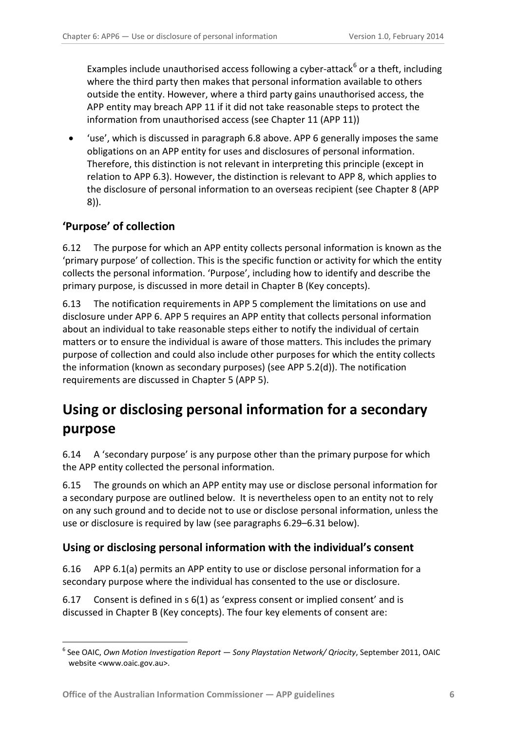Examples include unauthorised access following a cyber-attack[6] or a theft, including where the third party then makes that personal information available to others outside the entity. However, where a third party gains unauthorised access, the APP entity may breach APP 11 if it did not take reasonable steps to protect the information from unauthorised access (see Chapter 11 (APP 11))

- 'use', which is discussed in paragraph 6.8 above. APP 6 generally imposes the same obligations on an APP entity for uses and disclosures of personal information. Therefore, this distinction is not relevant in interpreting this principle (except in relation to APP 6.3). However, the distinction is relevant to APP 8, which applies to the disclosure of personal information to an overseas recipient (see Chapter 8 (APP 8)).

### 'Purpose' of collection

6.12 The purpose for which an APP entity collects personal information is known as the 'primary purpose' of collection. This is the specific function or activity for which the entity collects the personal information. 'Purpose', including how to identify and describe the primary purpose, is discussed in more detail in Chapter B (Key concepts).

6.13 The notification requirements in APP 5 complement the limitations on use and disclosure under APP 6. APP 5 requires an APP entity that collects personal information about an individual to take reasonable steps either to notify the individual of certain matters or to ensure the individual is aware of those matters. This includes the primary purpose of collection and could also include other purposes for which the entity collects the information (known as secondary purposes) (see APP 5.2(d)). The notification requirements are discussed in Chapter 5 (APP 5).

## Using or disclosing personal information for a secondary purpose

6.14 A 'secondary purpose' is any purpose other than the primary purpose for which the APP entity collected the personal information.

6.15 The grounds on which an APP entity may use or disclose personal information for a secondary purpose are outlined below. It is nevertheless open to an entity not to rely on any such ground and to decide not to use or disclose personal information, unless the use or disclosure is required by law (see paragraphs 6.29–6.31 below).

### Using or disclosing personal information with the individual's consent

6.16 APP 6.1(a) permits an APP entity to use or disclose personal information for a secondary purpose where the individual has consented to the use or disclosure.

6.17 Consent is defined in s 6(1) as 'express consent or implied consent' and is discussed in Chapter B (Key concepts). The four key elements of consent are:

---

[6] See OAIC, *Own Motion Investigation Report — Sony Playstation Network/ Qriocity*, September 2011, OAIC website <www.oaic.gov.au>.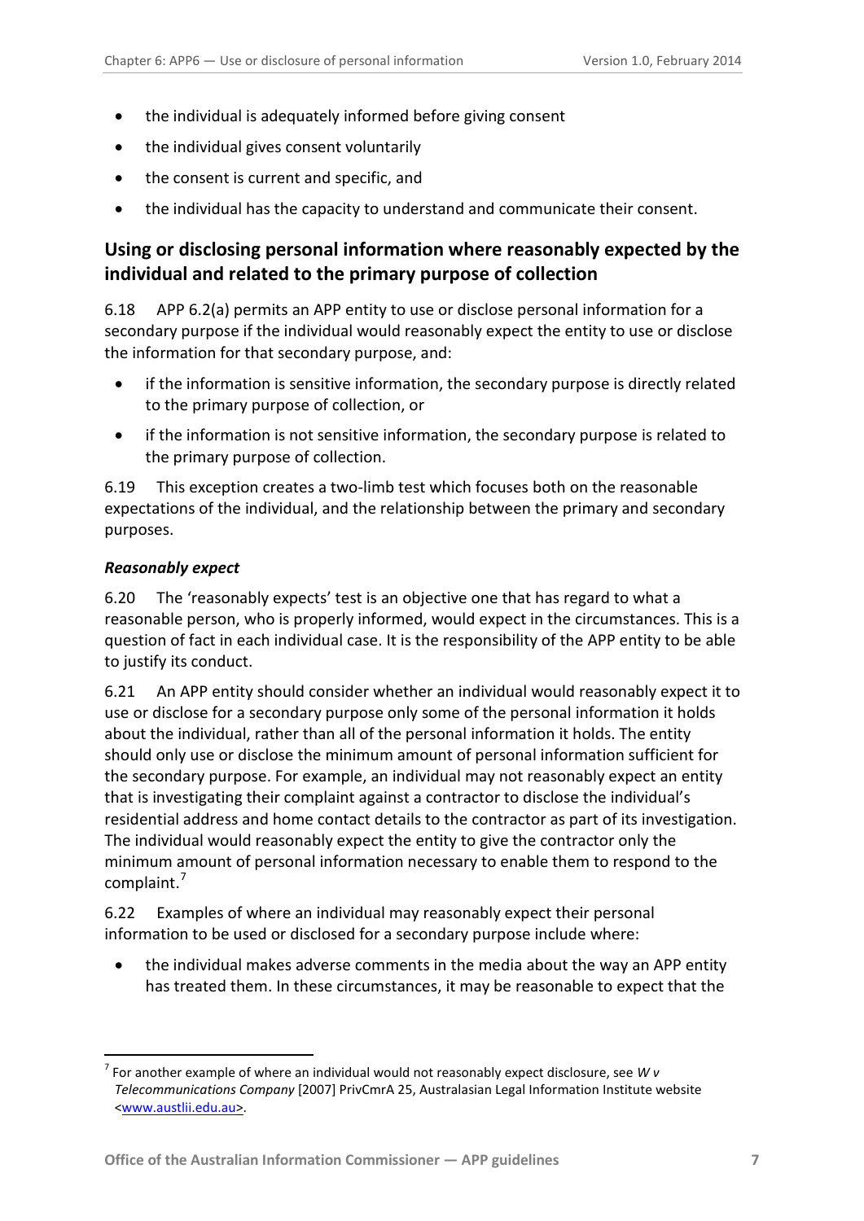- the individual is adequately informed before giving consent
- the individual gives consent voluntarily
- the consent is current and specific, and
- the individual has the capacity to understand and communicate their consent.

## Using or disclosing personal information where reasonably expected by the individual and related to the primary purpose of collection

6.18 APP 6.2(a) permits an APP entity to use or disclose personal information for a secondary purpose if the individual would reasonably expect the entity to use or disclose the information for that secondary purpose, and:

- if the information is sensitive information, the secondary purpose is directly related to the primary purpose of collection, or
- if the information is not sensitive information, the secondary purpose is related to the primary purpose of collection.

6.19 This exception creates a two-limb test which focuses both on the reasonable expectations of the individual, and the relationship between the primary and secondary purposes.

### *Reasonably expect*

6.20 The 'reasonably expects' test is an objective one that has regard to what a reasonable person, who is properly informed, would expect in the circumstances. This is a question of fact in each individual case. It is the responsibility of the APP entity to be able to justify its conduct.

6.21 An APP entity should consider whether an individual would reasonably expect it to use or disclose for a secondary purpose only some of the personal information it holds about the individual, rather than all of the personal information it holds. The entity should only use or disclose the minimum amount of personal information sufficient for the secondary purpose. For example, an individual may not reasonably expect an entity that is investigating their complaint against a contractor to disclose the individual's residential address and home contact details to the contractor as part of its investigation. The individual would reasonably expect the entity to give the contractor only the minimum amount of personal information necessary to enable them to respond to the complaint.[7]

6.22 Examples of where an individual may reasonably expect their personal information to be used or disclosed for a secondary purpose include where:

- the individual makes adverse comments in the media about the way an APP entity has treated them. In these circumstances, it may be reasonable to expect that the

---

[7] For another example of where an individual would not reasonably expect disclosure, see *W v Telecommunications Company* [2007] PrivCmrA 25, Australasian Legal Information Institute website <www.austlii.edu.au>.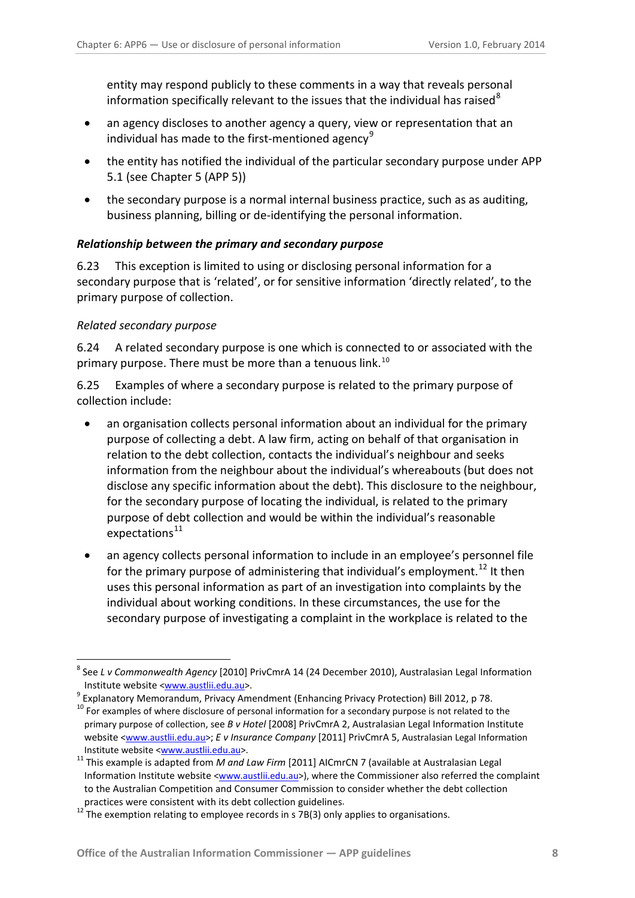entity may respond publicly to these comments in a way that reveals personal information specifically relevant to the issues that the individual has raised[8]

- an agency discloses to another agency a query, view or representation that an individual has made to the first-mentioned agency[9]
- the entity has notified the individual of the particular secondary purpose under APP 5.1 (see Chapter 5 (APP 5))
- the secondary purpose is a normal internal business practice, such as as auditing, business planning, billing or de-identifying the personal information.

### *Relationship between the primary and secondary purpose*

6.23 This exception is limited to using or disclosing personal information for a secondary purpose that is 'related', or for sensitive information 'directly related', to the primary purpose of collection.

#### *Related secondary purpose*

6.24 A related secondary purpose is one which is connected to or associated with the primary purpose. There must be more than a tenuous link.[10]

6.25 Examples of where a secondary purpose is related to the primary purpose of collection include:

- an organisation collects personal information about an individual for the primary purpose of collecting a debt. A law firm, acting on behalf of that organisation in relation to the debt collection, contacts the individual's neighbour and seeks information from the neighbour about the individual's whereabouts (but does not disclose any specific information about the debt). This disclosure to the neighbour, for the secondary purpose of locating the individual, is related to the primary purpose of debt collection and would be within the individual's reasonable expectations[11]
- an agency collects personal information to include in an employee's personnel file for the primary purpose of administering that individual's employment.[12] It then uses this personal information as part of an investigation into complaints by the individual about working conditions. In these circumstances, the use for the secondary purpose of investigating a complaint in the workplace is related to the

---

[8] See *L v Commonwealth Agency* [2010] PrivCmrA 14 (24 December 2010), Australasian Legal Information Institute website <www.austlii.edu.au>.

[9] Explanatory Memorandum, Privacy Amendment (Enhancing Privacy Protection) Bill 2012, p 78.

[10] For examples of where disclosure of personal information for a secondary purpose is not related to the primary purpose of collection, see *B v Hotel* [2008] PrivCmrA 2, Australasian Legal Information Institute website <www.austlii.edu.au>; *E v Insurance Company* [2011] PrivCmrA 5, Australasian Legal Information Institute website <www.austlii.edu.au>.

[11] This example is adapted from *M and Law Firm* [2011] AICmrCN 7 (available at Australasian Legal Information Institute website <www.austlii.edu.au>), where the Commissioner also referred the complaint to the Australian Competition and Consumer Commission to consider whether the debt collection practices were consistent with its debt collection guidelines.

[12] The exemption relating to employee records in s 7B(3) only applies to organisations.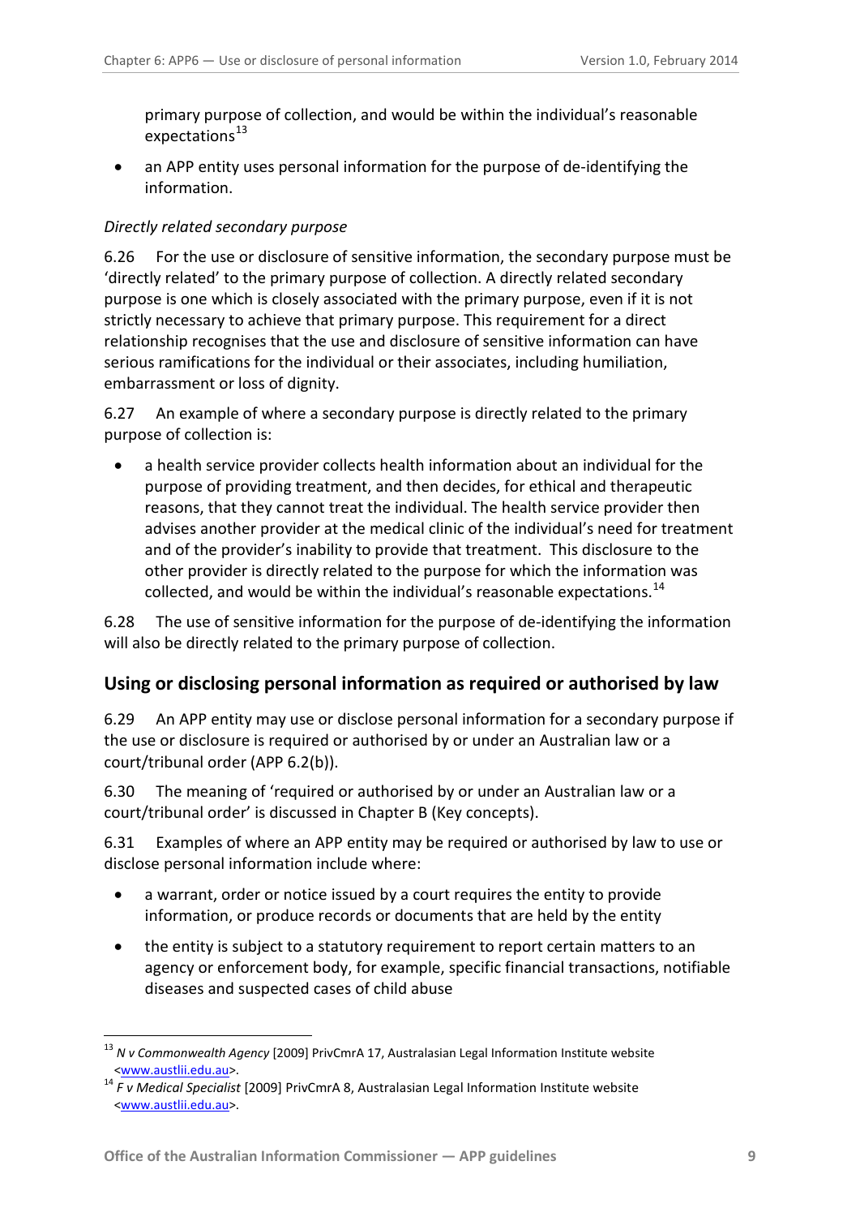primary purpose of collection, and would be within the individual's reasonable expectations[13]

- an APP entity uses personal information for the purpose of de-identifying the information.

*Directly related secondary purpose*

6.26 For the use or disclosure of sensitive information, the secondary purpose must be 'directly related' to the primary purpose of collection. A directly related secondary purpose is one which is closely associated with the primary purpose, even if it is not strictly necessary to achieve that primary purpose. This requirement for a direct relationship recognises that the use and disclosure of sensitive information can have serious ramifications for the individual or their associates, including humiliation, embarrassment or loss of dignity.

6.27 An example of where a secondary purpose is directly related to the primary purpose of collection is:

- a health service provider collects health information about an individual for the purpose of providing treatment, and then decides, for ethical and therapeutic reasons, that they cannot treat the individual. The health service provider then advises another provider at the medical clinic of the individual's need for treatment and of the provider's inability to provide that treatment. This disclosure to the other provider is directly related to the purpose for which the information was collected, and would be within the individual's reasonable expectations.[14]

6.28 The use of sensitive information for the purpose of de-identifying the information will also be directly related to the primary purpose of collection.

## Using or disclosing personal information as required or authorised by law

6.29 An APP entity may use or disclose personal information for a secondary purpose if the use or disclosure is required or authorised by or under an Australian law or a court/tribunal order (APP 6.2(b)).

6.30 The meaning of 'required or authorised by or under an Australian law or a court/tribunal order' is discussed in Chapter B (Key concepts).

6.31 Examples of where an APP entity may be required or authorised by law to use or disclose personal information include where:

- a warrant, order or notice issued by a court requires the entity to provide information, or produce records or documents that are held by the entity
- the entity is subject to a statutory requirement to report certain matters to an agency or enforcement body, for example, specific financial transactions, notifiable diseases and suspected cases of child abuse

---

[13] *N v Commonwealth Agency* [2009] PrivCmrA 17, Australasian Legal Information Institute website <www.austlii.edu.au>.

[14] *F v Medical Specialist* [2009] PrivCmrA 8, Australasian Legal Information Institute website <www.austlii.edu.au>.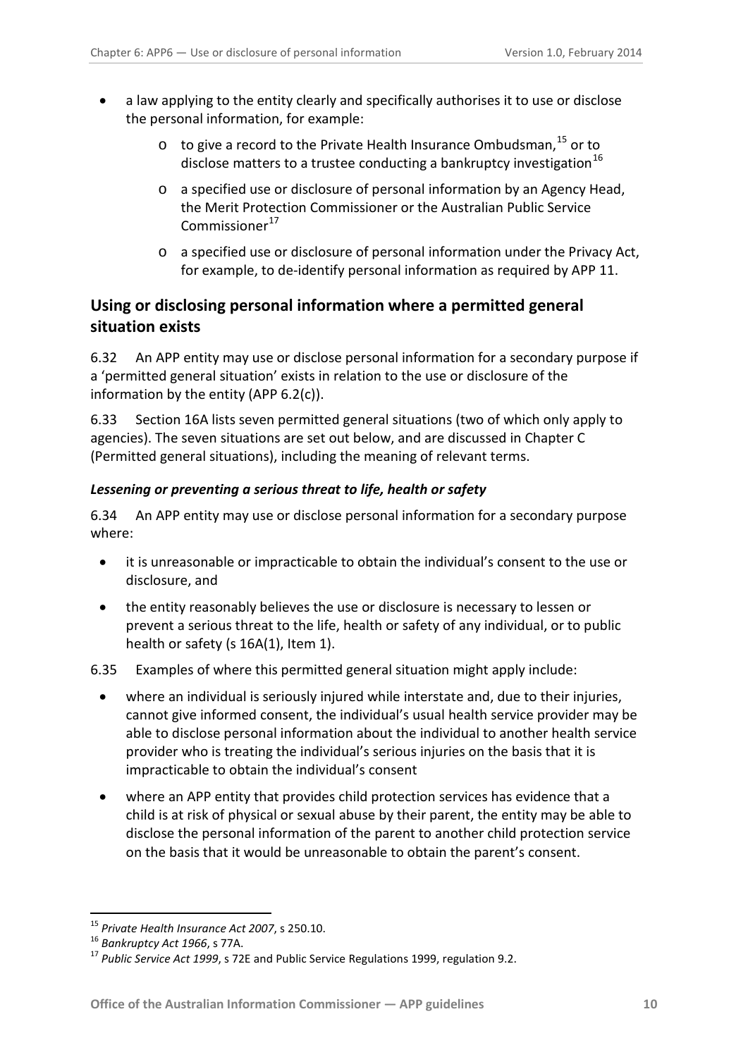- a law applying to the entity clearly and specifically authorises it to use or disclose the personal information, for example:
    - to give a record to the Private Health Insurance Ombudsman,[15] or to disclose matters to a trustee conducting a bankruptcy investigation[16]
    - a specified use or disclosure of personal information by an Agency Head, the Merit Protection Commissioner or the Australian Public Service Commissioner[17]
    - a specified use or disclosure of personal information under the Privacy Act, for example, to de-identify personal information as required by APP 11.

## Using or disclosing personal information where a permitted general situation exists

6.32 An APP entity may use or disclose personal information for a secondary purpose if a 'permitted general situation' exists in relation to the use or disclosure of the information by the entity (APP 6.2(c)).

6.33 Section 16A lists seven permitted general situations (two of which only apply to agencies). The seven situations are set out below, and are discussed in Chapter C (Permitted general situations), including the meaning of relevant terms.

### *Lessening or preventing a serious threat to life, health or safety*

6.34 An APP entity may use or disclose personal information for a secondary purpose where:

- it is unreasonable or impracticable to obtain the individual's consent to the use or disclosure, and
- the entity reasonably believes the use or disclosure is necessary to lessen or prevent a serious threat to the life, health or safety of any individual, or to public health or safety (s 16A(1), Item 1).

6.35 Examples of where this permitted general situation might apply include:

- where an individual is seriously injured while interstate and, due to their injuries, cannot give informed consent, the individual's usual health service provider may be able to disclose personal information about the individual to another health service provider who is treating the individual's serious injuries on the basis that it is impracticable to obtain the individual's consent
- where an APP entity that provides child protection services has evidence that a child is at risk of physical or sexual abuse by their parent, the entity may be able to disclose the personal information of the parent to another child protection service on the basis that it would be unreasonable to obtain the parent's consent.

---

[15] *Private Health Insurance Act 2007*, s 250.10.

[16] *Bankruptcy Act 1966*, s 77A.

[17] *Public Service Act 1999*, s 72E and Public Service Regulations 1999, regulation 9.2.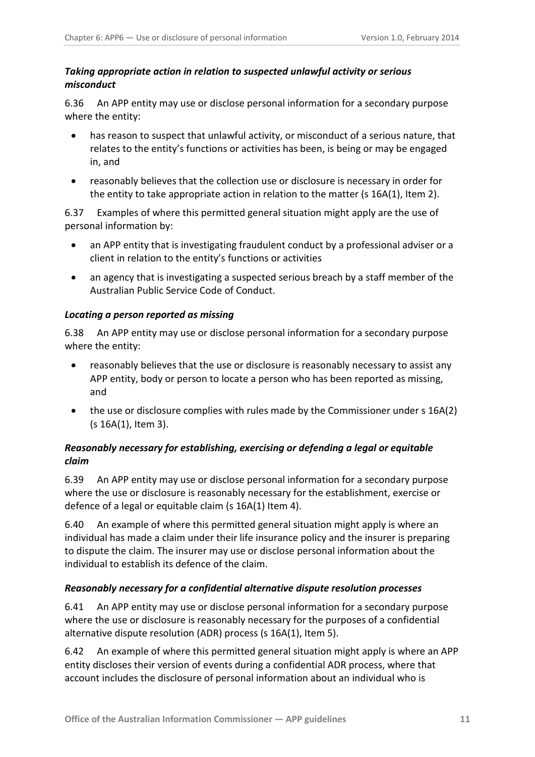### *Taking appropriate action in relation to suspected unlawful activity or serious misconduct*

6.36 An APP entity may use or disclose personal information for a secondary purpose where the entity:

- has reason to suspect that unlawful activity, or misconduct of a serious nature, that relates to the entity's functions or activities has been, is being or may be engaged in, and
- reasonably believes that the collection use or disclosure is necessary in order for the entity to take appropriate action in relation to the matter (s 16A(1), Item 2).

6.37 Examples of where this permitted general situation might apply are the use of personal information by:

- an APP entity that is investigating fraudulent conduct by a professional adviser or a client in relation to the entity's functions or activities
- an agency that is investigating a suspected serious breach by a staff member of the Australian Public Service Code of Conduct.

### *Locating a person reported as missing*

6.38 An APP entity may use or disclose personal information for a secondary purpose where the entity:

- reasonably believes that the use or disclosure is reasonably necessary to assist any APP entity, body or person to locate a person who has been reported as missing, and
- the use or disclosure complies with rules made by the Commissioner under s 16A(2) (s 16A(1), Item 3).

### *Reasonably necessary for establishing, exercising or defending a legal or equitable claim*

6.39 An APP entity may use or disclose personal information for a secondary purpose where the use or disclosure is reasonably necessary for the establishment, exercise or defence of a legal or equitable claim (s 16A(1) Item 4).

6.40 An example of where this permitted general situation might apply is where an individual has made a claim under their life insurance policy and the insurer is preparing to dispute the claim. The insurer may use or disclose personal information about the individual to establish its defence of the claim.

### *Reasonably necessary for a confidential alternative dispute resolution processes*

6.41 An APP entity may use or disclose personal information for a secondary purpose where the use or disclosure is reasonably necessary for the purposes of a confidential alternative dispute resolution (ADR) process (s 16A(1), Item 5).

6.42 An example of where this permitted general situation might apply is where an APP entity discloses their version of events during a confidential ADR process, where that account includes the disclosure of personal information about an individual who is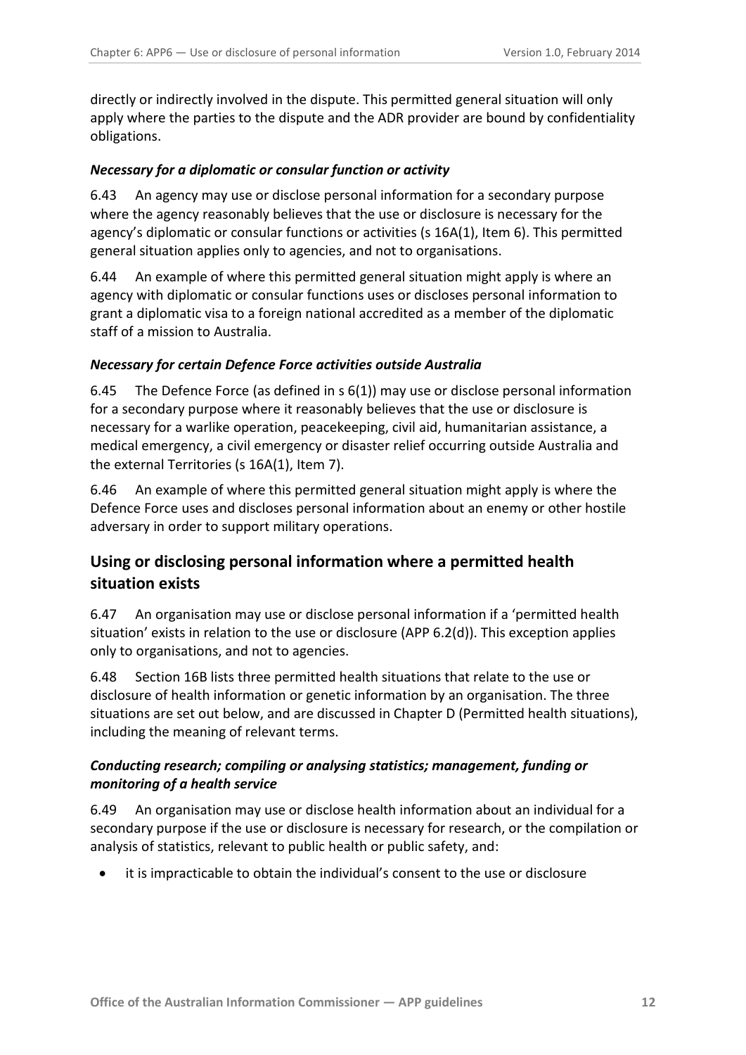directly or indirectly involved in the dispute. This permitted general situation will only apply where the parties to the dispute and the ADR provider are bound by confidentiality obligations.

### *Necessary for a diplomatic or consular function or activity*

6.43 An agency may use or disclose personal information for a secondary purpose where the agency reasonably believes that the use or disclosure is necessary for the agency's diplomatic or consular functions or activities (s 16A(1), Item 6). This permitted general situation applies only to agencies, and not to organisations.

6.44 An example of where this permitted general situation might apply is where an agency with diplomatic or consular functions uses or discloses personal information to grant a diplomatic visa to a foreign national accredited as a member of the diplomatic staff of a mission to Australia.

### *Necessary for certain Defence Force activities outside Australia*

6.45 The Defence Force (as defined in s 6(1)) may use or disclose personal information for a secondary purpose where it reasonably believes that the use or disclosure is necessary for a warlike operation, peacekeeping, civil aid, humanitarian assistance, a medical emergency, a civil emergency or disaster relief occurring outside Australia and the external Territories (s 16A(1), Item 7).

6.46 An example of where this permitted general situation might apply is where the Defence Force uses and discloses personal information about an enemy or other hostile adversary in order to support military operations.

## Using or disclosing personal information where a permitted health situation exists

6.47 An organisation may use or disclose personal information if a 'permitted health situation' exists in relation to the use or disclosure (APP 6.2(d)). This exception applies only to organisations, and not to agencies.

6.48 Section 16B lists three permitted health situations that relate to the use or disclosure of health information or genetic information by an organisation. The three situations are set out below, and are discussed in Chapter D (Permitted health situations), including the meaning of relevant terms.

### *Conducting research; compiling or analysing statistics; management, funding or monitoring of a health service*

6.49 An organisation may use or disclose health information about an individual for a secondary purpose if the use or disclosure is necessary for research, or the compilation or analysis of statistics, relevant to public health or public safety, and:

- it is impracticable to obtain the individual's consent to the use or disclosure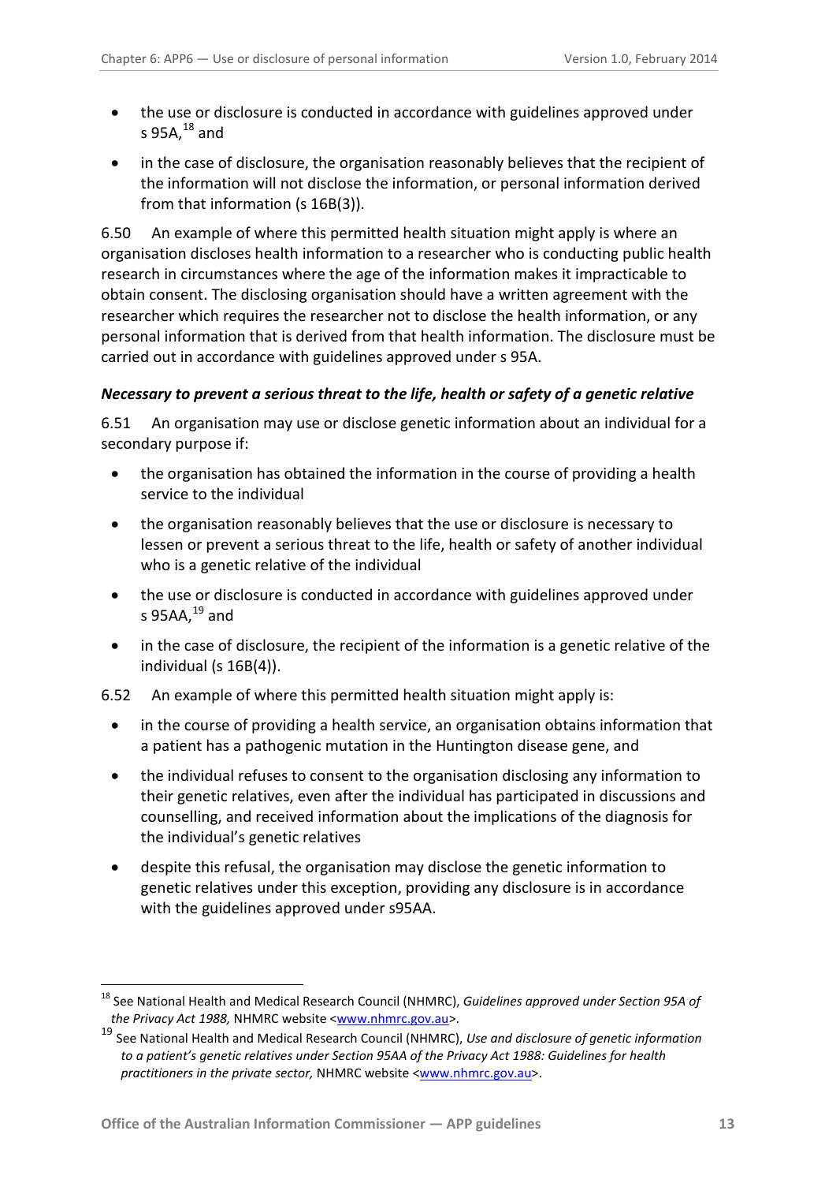- the use or disclosure is conducted in accordance with guidelines approved under s 95A,[18] and
- in the case of disclosure, the organisation reasonably believes that the recipient of the information will not disclose the information, or personal information derived from that information (s 16B(3)).

6.50 An example of where this permitted health situation might apply is where an organisation discloses health information to a researcher who is conducting public health research in circumstances where the age of the information makes it impracticable to obtain consent. The disclosing organisation should have a written agreement with the researcher which requires the researcher not to disclose the health information, or any personal information that is derived from that health information. The disclosure must be carried out in accordance with guidelines approved under s 95A.

### *Necessary to prevent a serious threat to the life, health or safety of a genetic relative*

6.51 An organisation may use or disclose genetic information about an individual for a secondary purpose if:

- the organisation has obtained the information in the course of providing a health service to the individual
- the organisation reasonably believes that the use or disclosure is necessary to lessen or prevent a serious threat to the life, health or safety of another individual who is a genetic relative of the individual
- the use or disclosure is conducted in accordance with guidelines approved under s 95AA,[19] and
- in the case of disclosure, the recipient of the information is a genetic relative of the individual (s 16B(4)).

6.52 An example of where this permitted health situation might apply is:

- in the course of providing a health service, an organisation obtains information that a patient has a pathogenic mutation in the Huntington disease gene, and
- the individual refuses to consent to the organisation disclosing any information to their genetic relatives, even after the individual has participated in discussions and counselling, and received information about the implications of the diagnosis for the individual's genetic relatives
- despite this refusal, the organisation may disclose the genetic information to genetic relatives under this exception, providing any disclosure is in accordance with the guidelines approved under s95AA.

---

[18] See National Health and Medical Research Council (NHMRC), *Guidelines approved under Section 95A of the Privacy Act 1988,* NHMRC website <www.nhmrc.gov.au>.

[19] See National Health and Medical Research Council (NHMRC), *Use and disclosure of genetic information to a patient's genetic relatives under Section 95AA of the Privacy Act 1988: Guidelines for health practitioners in the private sector,* NHMRC website <www.nhmrc.gov.au>.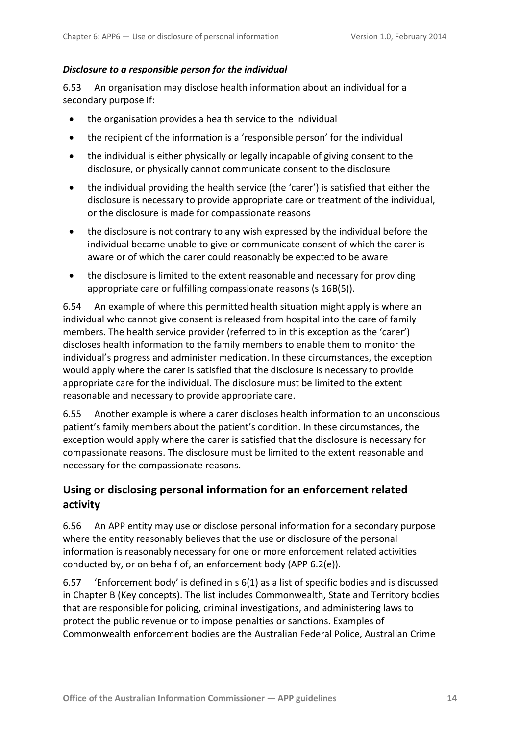### *Disclosure to a responsible person for the individual*

6.53 An organisation may disclose health information about an individual for a secondary purpose if:

- the organisation provides a health service to the individual
- the recipient of the information is a 'responsible person' for the individual
- the individual is either physically or legally incapable of giving consent to the disclosure, or physically cannot communicate consent to the disclosure
- the individual providing the health service (the 'carer') is satisfied that either the disclosure is necessary to provide appropriate care or treatment of the individual, or the disclosure is made for compassionate reasons
- the disclosure is not contrary to any wish expressed by the individual before the individual became unable to give or communicate consent of which the carer is aware or of which the carer could reasonably be expected to be aware
- the disclosure is limited to the extent reasonable and necessary for providing appropriate care or fulfilling compassionate reasons (s 16B(5)).

6.54 An example of where this permitted health situation might apply is where an individual who cannot give consent is released from hospital into the care of family members. The health service provider (referred to in this exception as the 'carer') discloses health information to the family members to enable them to monitor the individual's progress and administer medication. In these circumstances, the exception would apply where the carer is satisfied that the disclosure is necessary to provide appropriate care for the individual. The disclosure must be limited to the extent reasonable and necessary to provide appropriate care.

6.55 Another example is where a carer discloses health information to an unconscious patient's family members about the patient's condition. In these circumstances, the exception would apply where the carer is satisfied that the disclosure is necessary for compassionate reasons. The disclosure must be limited to the extent reasonable and necessary for the compassionate reasons.

## Using or disclosing personal information for an enforcement related activity

6.56 An APP entity may use or disclose personal information for a secondary purpose where the entity reasonably believes that the use or disclosure of the personal information is reasonably necessary for one or more enforcement related activities conducted by, or on behalf of, an enforcement body (APP 6.2(e)).

6.57 'Enforcement body' is defined in s 6(1) as a list of specific bodies and is discussed in Chapter B (Key concepts). The list includes Commonwealth, State and Territory bodies that are responsible for policing, criminal investigations, and administering laws to protect the public revenue or to impose penalties or sanctions. Examples of Commonwealth enforcement bodies are the Australian Federal Police, Australian Crime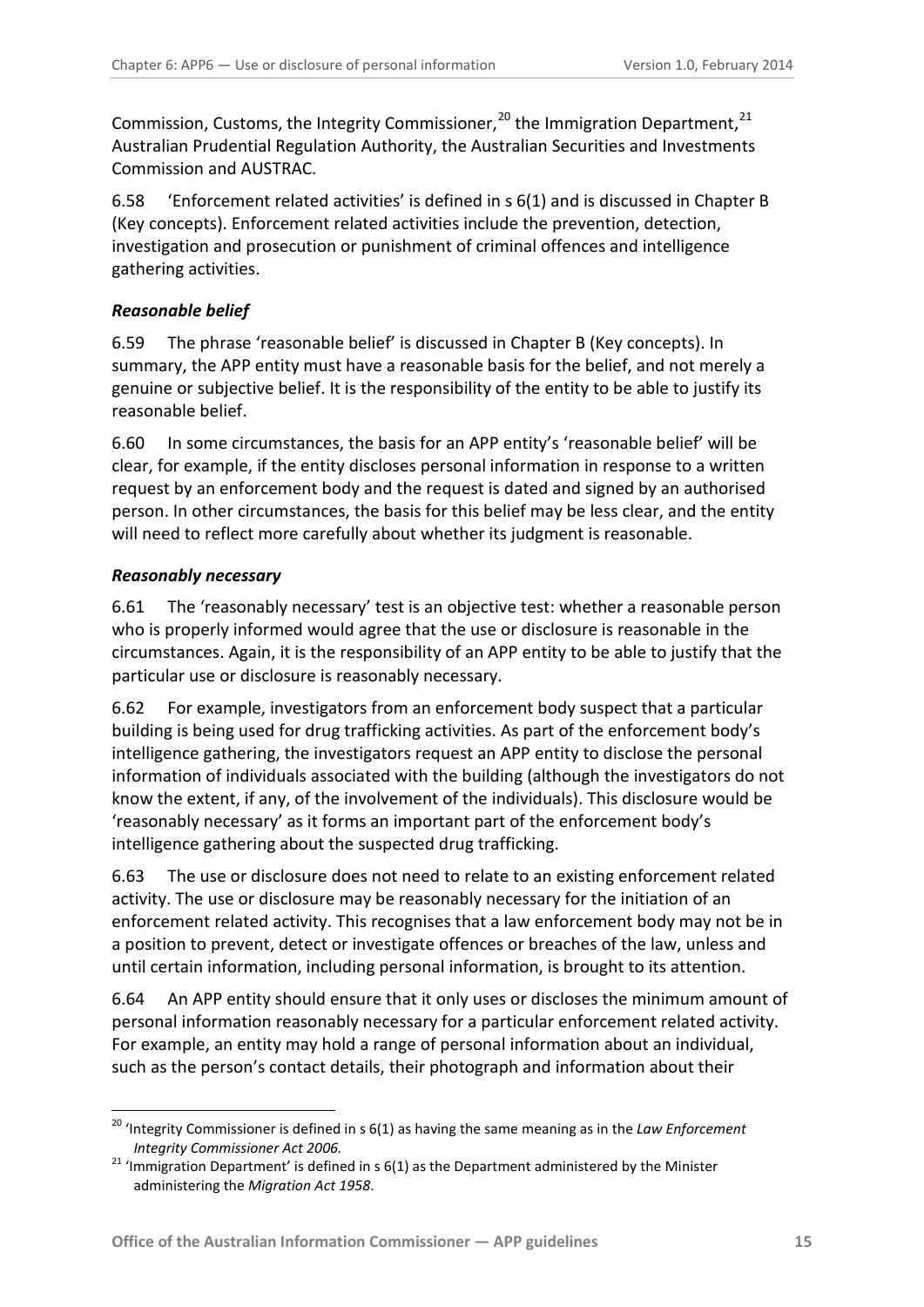Commission, Customs, the Integrity Commissioner,[20] the Immigration Department,[21] Australian Prudential Regulation Authority, the Australian Securities and Investments Commission and AUSTRAC.

6.58 'Enforcement related activities' is defined in s 6(1) and is discussed in Chapter B (Key concepts). Enforcement related activities include the prevention, detection, investigation and prosecution or punishment of criminal offences and intelligence gathering activities.

### *Reasonable belief*

6.59 The phrase 'reasonable belief' is discussed in Chapter B (Key concepts). In summary, the APP entity must have a reasonable basis for the belief, and not merely a genuine or subjective belief. It is the responsibility of the entity to be able to justify its reasonable belief.

6.60 In some circumstances, the basis for an APP entity's 'reasonable belief' will be clear, for example, if the entity discloses personal information in response to a written request by an enforcement body and the request is dated and signed by an authorised person. In other circumstances, the basis for this belief may be less clear, and the entity will need to reflect more carefully about whether its judgment is reasonable.

### *Reasonably necessary*

6.61 The 'reasonably necessary' test is an objective test: whether a reasonable person who is properly informed would agree that the use or disclosure is reasonable in the circumstances. Again, it is the responsibility of an APP entity to be able to justify that the particular use or disclosure is reasonably necessary.

6.62 For example, investigators from an enforcement body suspect that a particular building is being used for drug trafficking activities. As part of the enforcement body's intelligence gathering, the investigators request an APP entity to disclose the personal information of individuals associated with the building (although the investigators do not know the extent, if any, of the involvement of the individuals). This disclosure would be 'reasonably necessary' as it forms an important part of the enforcement body's intelligence gathering about the suspected drug trafficking.

6.63 The use or disclosure does not need to relate to an existing enforcement related activity. The use or disclosure may be reasonably necessary for the initiation of an enforcement related activity. This recognises that a law enforcement body may not be in a position to prevent, detect or investigate offences or breaches of the law, unless and until certain information, including personal information, is brought to its attention.

6.64 An APP entity should ensure that it only uses or discloses the minimum amount of personal information reasonably necessary for a particular enforcement related activity. For example, an entity may hold a range of personal information about an individual, such as the person's contact details, their photograph and information about their

---

[20] 'Integrity Commissioner is defined in s 6(1) as having the same meaning as in the *Law Enforcement Integrity Commissioner Act 2006.*

[21] 'Immigration Department' is defined in s 6(1) as the Department administered by the Minister administering the *Migration Act 1958*.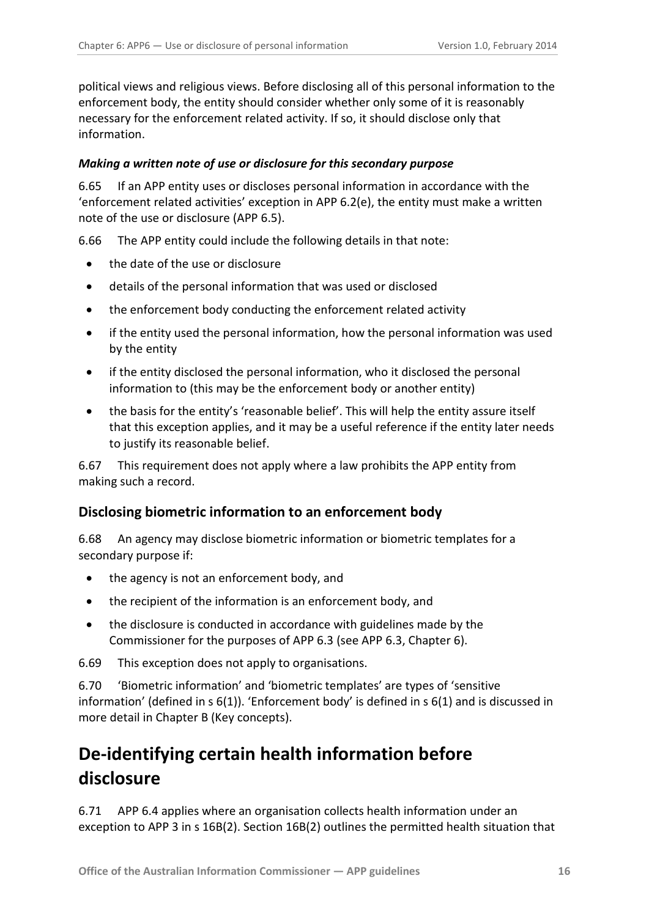political views and religious views. Before disclosing all of this personal information to the enforcement body, the entity should consider whether only some of it is reasonably necessary for the enforcement related activity. If so, it should disclose only that information.

#### *Making a written note of use or disclosure for this secondary purpose*

6.65 If an APP entity uses or discloses personal information in accordance with the 'enforcement related activities' exception in APP 6.2(e), the entity must make a written note of the use or disclosure (APP 6.5).

6.66 The APP entity could include the following details in that note:

- the date of the use or disclosure
- details of the personal information that was used or disclosed
- the enforcement body conducting the enforcement related activity
- if the entity used the personal information, how the personal information was used by the entity
- if the entity disclosed the personal information, who it disclosed the personal information to (this may be the enforcement body or another entity)
- the basis for the entity's 'reasonable belief'. This will help the entity assure itself that this exception applies, and it may be a useful reference if the entity later needs to justify its reasonable belief.

6.67 This requirement does not apply where a law prohibits the APP entity from making such a record.

### Disclosing biometric information to an enforcement body

6.68 An agency may disclose biometric information or biometric templates for a secondary purpose if:

- the agency is not an enforcement body, and
- the recipient of the information is an enforcement body, and
- the disclosure is conducted in accordance with guidelines made by the Commissioner for the purposes of APP 6.3 (see APP 6.3, Chapter 6).

6.69 This exception does not apply to organisations.

6.70 'Biometric information' and 'biometric templates' are types of 'sensitive information' (defined in s 6(1)). 'Enforcement body' is defined in s 6(1) and is discussed in more detail in Chapter B (Key concepts).

## De-identifying certain health information before disclosure

6.71 APP 6.4 applies where an organisation collects health information under an exception to APP 3 in s 16B(2). Section 16B(2) outlines the permitted health situation that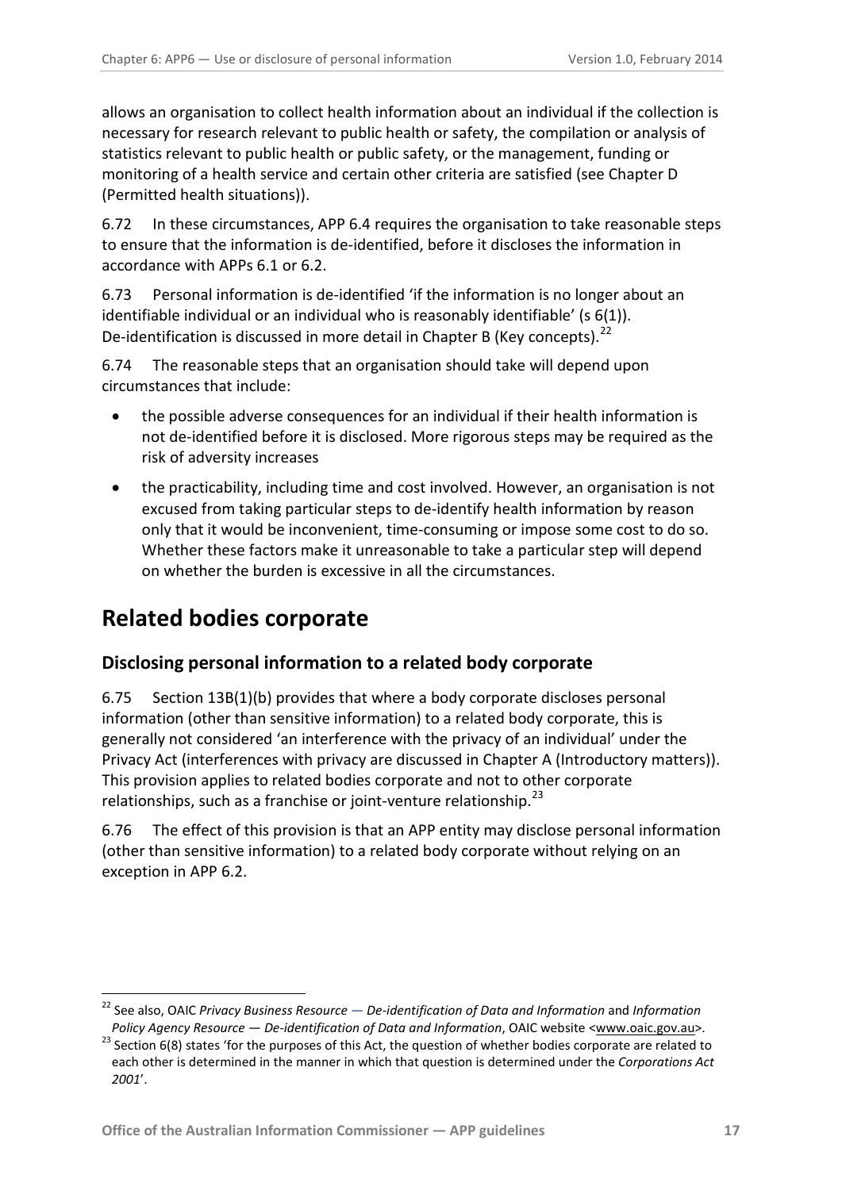allows an organisation to collect health information about an individual if the collection is necessary for research relevant to public health or safety, the compilation or analysis of statistics relevant to public health or public safety, or the management, funding or monitoring of a health service and certain other criteria are satisfied (see Chapter D (Permitted health situations)).

6.72 In these circumstances, APP 6.4 requires the organisation to take reasonable steps to ensure that the information is de-identified, before it discloses the information in accordance with APPs 6.1 or 6.2.

6.73 Personal information is de-identified 'if the information is no longer about an identifiable individual or an individual who is reasonably identifiable' (s 6(1)). De-identification is discussed in more detail in Chapter B (Key concepts).[22]

6.74 The reasonable steps that an organisation should take will depend upon circumstances that include:

- the possible adverse consequences for an individual if their health information is not de-identified before it is disclosed. More rigorous steps may be required as the risk of adversity increases
- the practicability, including time and cost involved. However, an organisation is not excused from taking particular steps to de-identify health information by reason only that it would be inconvenient, time-consuming or impose some cost to do so. Whether these factors make it unreasonable to take a particular step will depend on whether the burden is excessive in all the circumstances.

# Related bodies corporate

## Disclosing personal information to a related body corporate

6.75 Section 13B(1)(b) provides that where a body corporate discloses personal information (other than sensitive information) to a related body corporate, this is generally not considered 'an interference with the privacy of an individual' under the Privacy Act (interferences with privacy are discussed in Chapter A (Introductory matters)). This provision applies to related bodies corporate and not to other corporate relationships, such as a franchise or joint-venture relationship.[23]

6.76 The effect of this provision is that an APP entity may disclose personal information (other than sensitive information) to a related body corporate without relying on an exception in APP 6.2.

---

[22] See also, OAIC *Privacy Business Resource — De-identification of Data and Information* and *Information Policy Agency Resource — De-identification of Data and Information*, OAIC website <www.oaic.gov.au>.

[23] Section 6(8) states 'for the purposes of this Act, the question of whether bodies corporate are related to each other is determined in the manner in which that question is determined under the *Corporations Act 2001*'.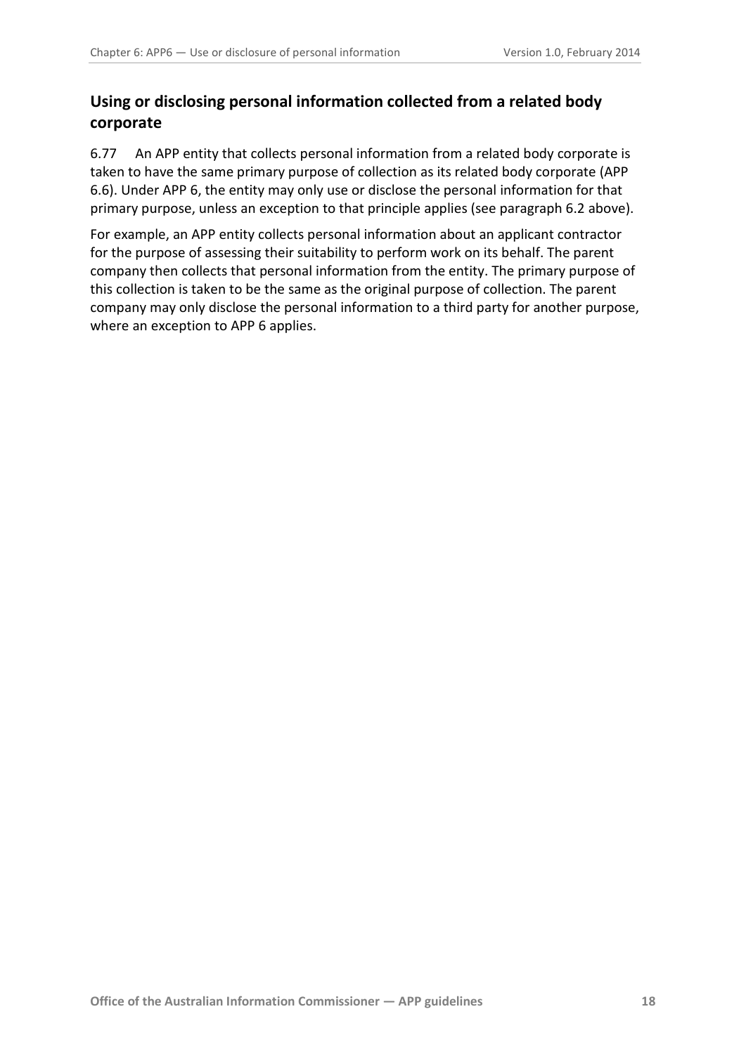## Using or disclosing personal information collected from a related body corporate

6.77 An APP entity that collects personal information from a related body corporate is taken to have the same primary purpose of collection as its related body corporate (APP 6.6). Under APP 6, the entity may only use or disclose the personal information for that primary purpose, unless an exception to that principle applies (see paragraph 6.2 above).

For example, an APP entity collects personal information about an applicant contractor for the purpose of assessing their suitability to perform work on its behalf. The parent company then collects that personal information from the entity. The primary purpose of this collection is taken to be the same as the original purpose of collection. The parent company may only disclose the personal information to a third party for another purpose, where an exception to APP 6 applies.